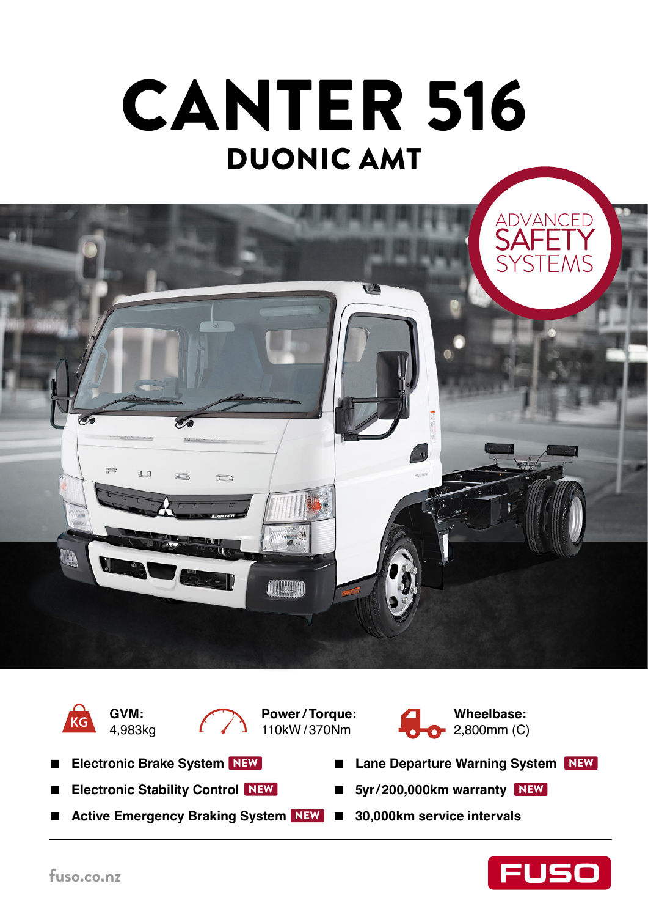# CANTER 516

## DUONIC AMT

ADVANCED SAFETY SYSTEMS

**GVM:** 4,983kg

**Power / Torque:** 110kW / 370Nm

**Wheelbase:** 2,800mm (C)

- **Electronic Brake System** NEW
- **Electronic Stability Control** NEW
- **Active Emergency Braking System** NEW
- **Lane Departure Warning System** NEW
- **5yr/200,000km warranty** NEW
- **30,000km service intervals**

fuso.co.nz

FUSO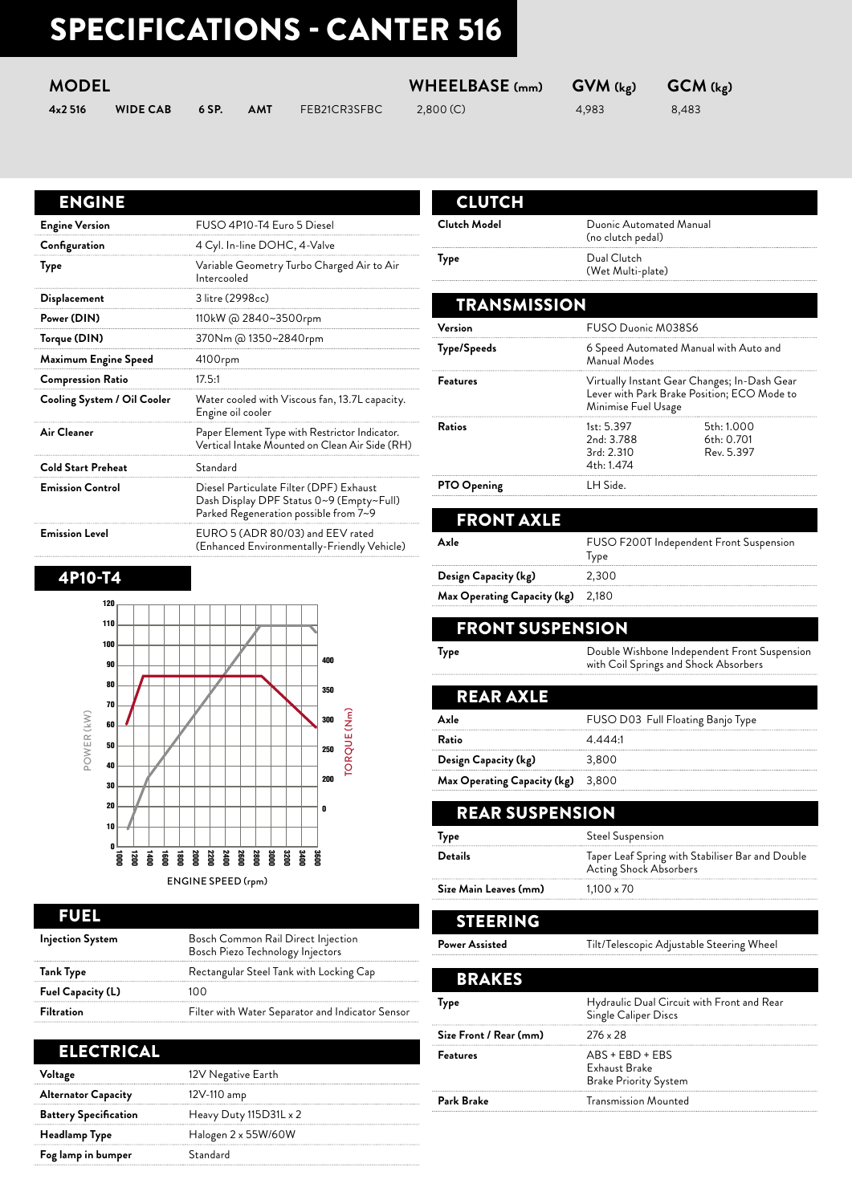# SPECIFICATIONS - CANTER 516

| MODEL | | | | | WHEELBASE (mm) | GVM (kg) | GCM (kg) |
|---|---|---|---|---|---|---|---|
| 4x2 516 | WIDE CAB | 6 SP. | AMT | FEB21CR3SFBC | 2,800 (C) | 4,983 | 8,483 |

## ENGINE

| | |
|---|---|
| **Engine Version** | FUSO 4P10-T4 Euro 5 Diesel |
| **Configuration** | 4 Cyl. In-line DOHC, 4-Valve |
| **Type** | Variable Geometry Turbo Charged Air to Air Intercooled |
| **Displacement** | 3 litre (2998cc) |
| **Power (DIN)** | 110kW @ 2840~3500rpm |
| **Torque (DIN)** | 370Nm @ 1350~2840rpm |
| **Maximum Engine Speed** | 4100rpm |
| **Compression Ratio** | 17.5:1 |
| **Cooling System / Oil Cooler** | Water cooled with Viscous fan, 13.7L capacity. Engine oil cooler |
| **Air Cleaner** | Paper Element Type with Restrictor Indicator. Vertical Intake Mounted on Clean Air Side (RH) |
| **Cold Start Preheat** | Standard |
| **Emission Control** | Diesel Particulate Filter (DPF) Exhaust Dash Display DPF Status 0~9 (Empty~Full) Parked Regeneration possible from 7~9 |
| **Emission Level** | EURO 5 (ADR 80/03) and EEV rated (Enhanced Environmentally-Friendly Vehicle) |

## 4P10-T4

POWER (kW) / TORQUE (Nm) / ENGINE SPEED (rpm)

## FUEL

| | |
|---|---|
| **Injection System** | Bosch Common Rail Direct Injection Bosch Piezo Technology Injectors |
| **Tank Type** | Rectangular Steel Tank with Locking Cap |
| **Fuel Capacity (L)** | 100 |
| **Filtration** | Filter with Water Separator and Indicator Sensor |

## ELECTRICAL

| | |
|---|---|
| **Voltage** | 12V Negative Earth |
| **Alternator Capacity** | 12V-110 amp |
| **Battery Specification** | Heavy Duty 115D31L x 2 |
| **Headlamp Type** | Halogen 2 x 55W/60W |
| **Fog lamp in bumper** | Standard |

## CLUTCH

| | |
|---|---|
| **Clutch Model** | Duonic Automated Manual (no clutch pedal) |
| **Type** | Dual Clutch (Wet Multi-plate) |

## TRANSMISSION

| | |
|---|---|
| **Version** | FUSO Duonic M038S6 |
| **Type/Speeds** | 6 Speed Automated Manual with Auto and Manual Modes |
| **Features** | Virtually Instant Gear Changes; In-Dash Gear Lever with Park Brake Position; ECO Mode to Minimise Fuel Usage |
| **Ratios** | 1st: 5.397, 2nd: 3.788, 3rd: 2.310, 4th: 1.474, 5th: 1.000, 6th: 0.701, Rev. 5.397 |
| **PTO Opening** | LH Side. |

## FRONT AXLE

| | |
|---|---|
| **Axle** | FUSO F200T Independent Front Suspension Type |
| **Design Capacity (kg)** | 2,300 |
| **Max Operating Capacity (kg)** | 2,180 |

## FRONT SUSPENSION

| | |
|---|---|
| **Type** | Double Wishbone Independent Front Suspension with Coil Springs and Shock Absorbers |

## REAR AXLE

| | |
|---|---|
| **Axle** | FUSO D03 Full Floating Banjo Type |
| **Ratio** | 4.444:1 |
| **Design Capacity (kg)** | 3,800 |
| **Max Operating Capacity (kg)** | 3,800 |

## REAR SUSPENSION

| | |
|---|---|
| **Type** | Steel Suspension |
| **Details** | Taper Leaf Spring with Stabiliser Bar and Double Acting Shock Absorbers |
| **Size Main Leaves (mm)** | 1,100 x 70 |

## STEERING

| | |
|---|---|
| **Power Assisted** | Tilt/Telescopic Adjustable Steering Wheel |

## BRAKES

| | |
|---|---|
| **Type** | Hydraulic Dual Circuit with Front and Rear Single Caliper Discs |
| **Size Front / Rear (mm)** | 276 x 28 |
| **Features** | ABS + EBD + EBS Exhaust Brake Brake Priority System |
| **Park Brake** | Transmission Mounted |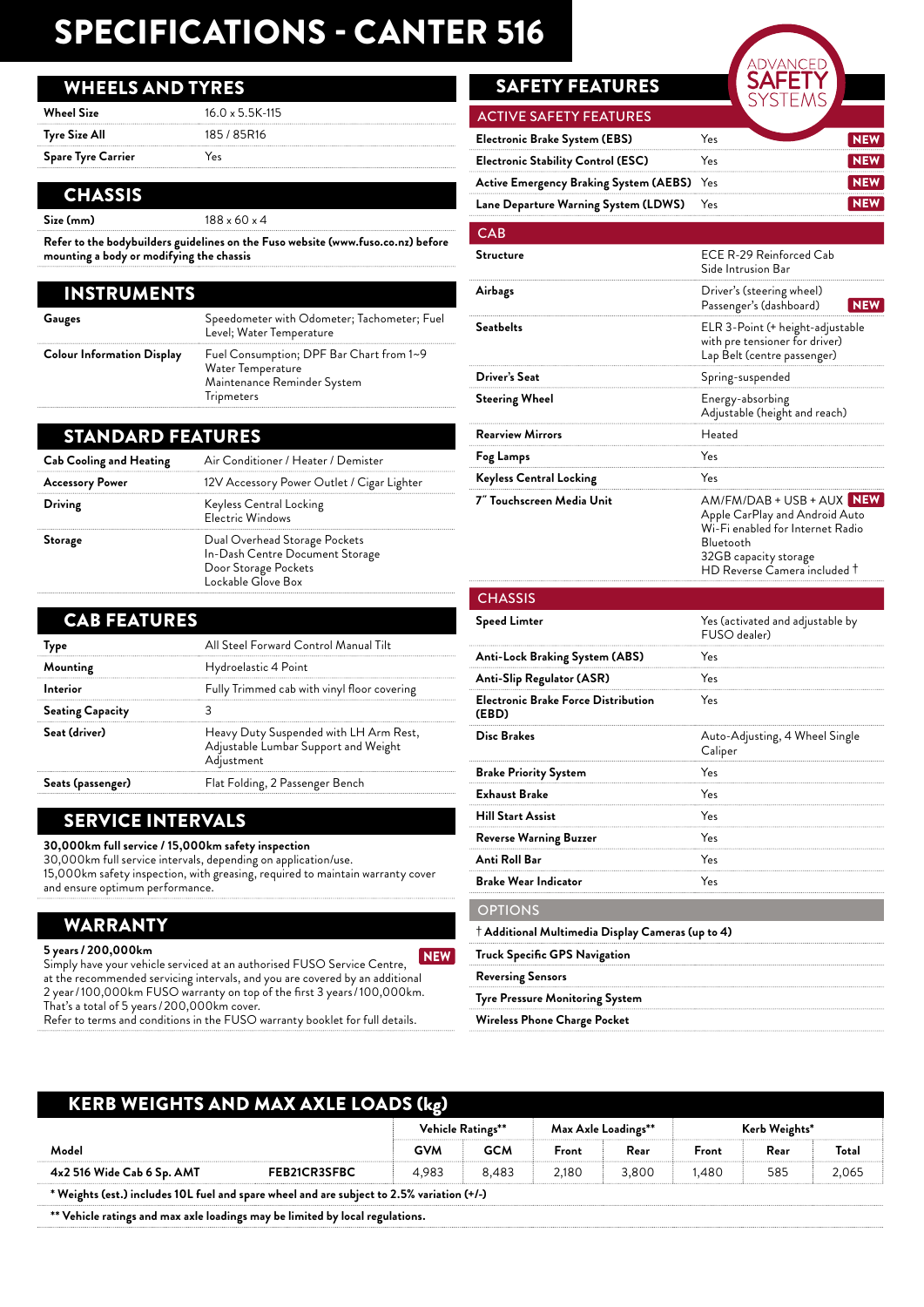# SPECIFICATIONS - CANTER 516

## WHEELS AND TYRES

| | |
|---|---|
| **Wheel Size** | 16.0 x 5.5K-115 |
| **Tyre Size All** | 185 / 85R16 |
| **Spare Tyre Carrier** | Yes |

## CHASSIS

| | |
|---|---|
| **Size (mm)** | 188 x 60 x 4 |

**Refer to the bodybuilders guidelines on the Fuso website (www.fuso.co.nz) before mounting a body or modifying the chassis**

## INSTRUMENTS

| | |
|---|---|
| **Gauges** | Speedometer with Odometer; Tachometer; Fuel Level; Water Temperature |
| **Colour Information Display** | Fuel Consumption; DPF Bar Chart from 1~9<br>Water Temperature<br>Maintenance Reminder System<br>Tripmeters |

## STANDARD FEATURES

| | |
|---|---|
| **Cab Cooling and Heating** | Air Conditioner / Heater / Demister |
| **Accessory Power** | 12V Accessory Power Outlet / Cigar Lighter |
| **Driving** | Keyless Central Locking<br>Electric Windows |
| **Storage** | Dual Overhead Storage Pockets<br>In-Dash Centre Document Storage<br>Door Storage Pockets<br>Lockable Glove Box |

## CAB FEATURES

| | |
|---|---|
| **Type** | All Steel Forward Control Manual Tilt |
| **Mounting** | Hydroelastic 4 Point |
| **Interior** | Fully Trimmed cab with vinyl floor covering |
| **Seating Capacity** | 3 |
| **Seat (driver)** | Heavy Duty Suspended with LH Arm Rest, Adjustable Lumbar Support and Weight Adjustment |
| **Seats (passenger)** | Flat Folding, 2 Passenger Bench |

## SERVICE INTERVALS

**30,000km full service / 15,000km safety inspection**
30,000km full service intervals, depending on application/use.
15,000km safety inspection, with greasing, required to maintain warranty cover and ensure optimum performance.

## WARRANTY

**5 years / 200,000km** NEW
Simply have your vehicle serviced at an authorised FUSO Service Centre, at the recommended servicing intervals, and you are covered by an additional 2 year / 100,000km FUSO warranty on top of the first 3 years / 100,000km. That's a total of 5 years / 200,000km cover.
Refer to terms and conditions in the FUSO warranty booklet for full details.

## SAFETY FEATURES

ADVANCED SAFETY SYSTEMS

### ACTIVE SAFETY FEATURES

| | | |
|---|---|---|
| **Electronic Brake System (EBS)** | Yes | NEW |
| **Electronic Stability Control (ESC)** | Yes | NEW |
| **Active Emergency Braking System (AEBS)** | Yes | NEW |
| **Lane Departure Warning System (LDWS)** | Yes | NEW |

### CAB

| | |
|---|---|
| **Structure** | ECE R-29 Reinforced Cab<br>Side Intrusion Bar |
| **Airbags** | Driver's (steering wheel)<br>Passenger's (dashboard) NEW |
| **Seatbelts** | ELR 3-Point (+ height-adjustable with pre tensioner for driver)<br>Lap Belt (centre passenger) |
| **Driver's Seat** | Spring-suspended |
| **Steering Wheel** | Energy-absorbing<br>Adjustable (height and reach) |
| **Rearview Mirrors** | Heated |
| **Fog Lamps** | Yes |
| **Keyless Central Locking** | Yes |
| **7" Touchscreen Media Unit** | AM/FM/DAB + USB + AUX NEW<br>Apple CarPlay and Android Auto<br>Wi-Fi enabled for Internet Radio<br>Bluetooth<br>32GB capacity storage<br>HD Reverse Camera included † |

### CHASSIS

| | |
|---|---|
| **Speed Limter** | Yes (activated and adjustable by FUSO dealer) |
| **Anti-Lock Braking System (ABS)** | Yes |
| **Anti-Slip Regulator (ASR)** | Yes |
| **Electronic Brake Force Distribution (EBD)** | Yes |
| **Disc Brakes** | Auto-Adjusting, 4 Wheel Single Caliper |
| **Brake Priority System** | Yes |
| **Exhaust Brake** | Yes |
| **Hill Start Assist** | Yes |
| **Reverse Warning Buzzer** | Yes |
| **Anti Roll Bar** | Yes |
| **Brake Wear Indicator** | Yes |

### OPTIONS

- **† Additional Multimedia Display Cameras (up to 4)**
- **Truck Specific GPS Navigation**
- **Reversing Sensors**
- **Tyre Pressure Monitoring System**
- **Wireless Phone Charge Pocket**

## KERB WEIGHTS AND MAX AXLE LOADS (kg)

| | | Vehicle Ratings** | | Max Axle Loadings** | | Kerb Weights* | | |
|---|---|---|---|---|---|---|---|---|
| Model | | GVM | GCM | Front | Rear | Front | Rear | Total |
| 4x2 516 Wide Cab 6 Sp. AMT | FEB21CR3SFBC | 4,983 | 8,483 | 2,180 | 3,800 | 1,480 | 585 | 2,065 |

**\* Weights (est.) includes 10L fuel and spare wheel and are subject to 2.5% variation (+/-)**

**\*\* Vehicle ratings and max axle loadings may be limited by local regulations.**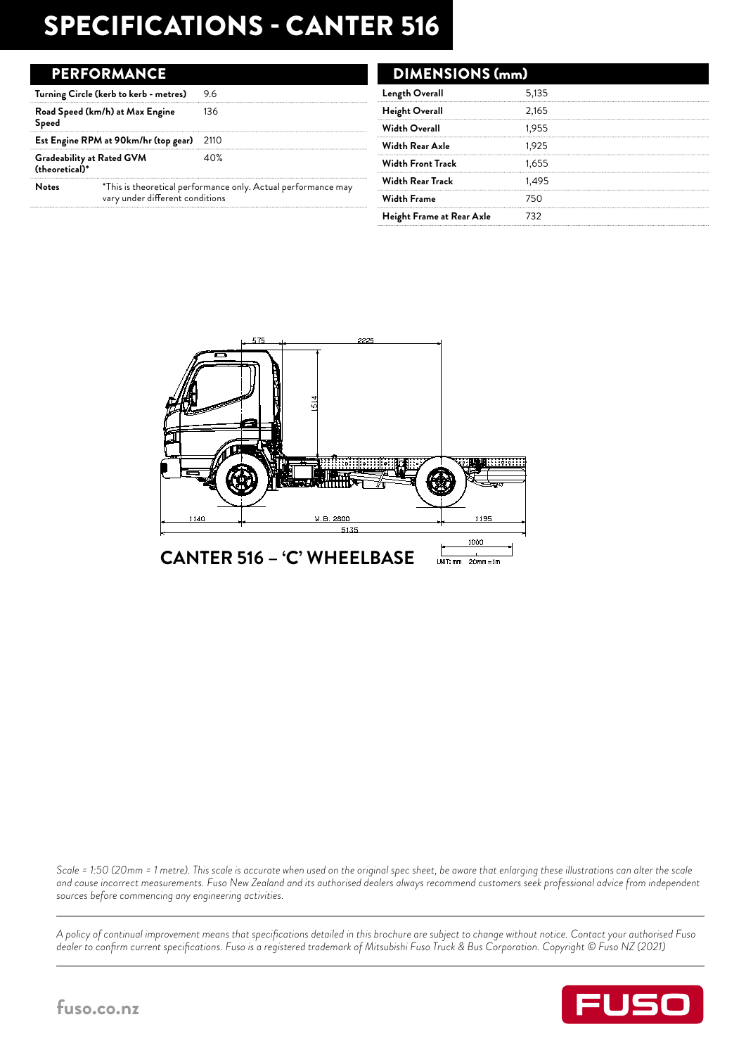# SPECIFICATIONS - CANTER 516

## PERFORMANCE

| | |
|---|---|
| **Turning Circle (kerb to kerb - metres)** | 9.6 |
| **Road Speed (km/h) at Max Engine Speed** | 136 |
| **Est Engine RPM at 90km/hr (top gear)** | 2110 |
| **Gradeability at Rated GVM (theoretical)*** | 40% |
| **Notes** | *This is theoretical performance only. Actual performance may vary under different conditions |

## DIMENSIONS (mm)

| | |
|---|---|
| **Length Overall** | 5,135 |
| **Height Overall** | 2,165 |
| **Width Overall** | 1,955 |
| **Width Rear Axle** | 1,925 |
| **Width Front Track** | 1,655 |
| **Width Rear Track** | 1,495 |
| **Width Frame** | 750 |
| **Height Frame at Rear Axle** | 732 |

575
2225
1514
1140
W.B. 2800
1195
5135
1000
UNIT: mm 20mm = 1m

**CANTER 516 – 'C' WHEELBASE**

*Scale = 1:50 (20mm = 1 metre). This scale is accurate when used on the original spec sheet, be aware that enlarging these illustrations can alter the scale and cause incorrect measurements. Fuso New Zealand and its authorised dealers always recommend customers seek professional advice from independent sources before commencing any engineering activities.*

*A policy of continual improvement means that specifications detailed in this brochure are subject to change without notice. Contact your authorised Fuso dealer to confirm current specifications. Fuso is a registered trademark of Mitsubishi Fuso Truck & Bus Corporation. Copyright © Fuso NZ (2021)*

fuso.co.nz

FUSO